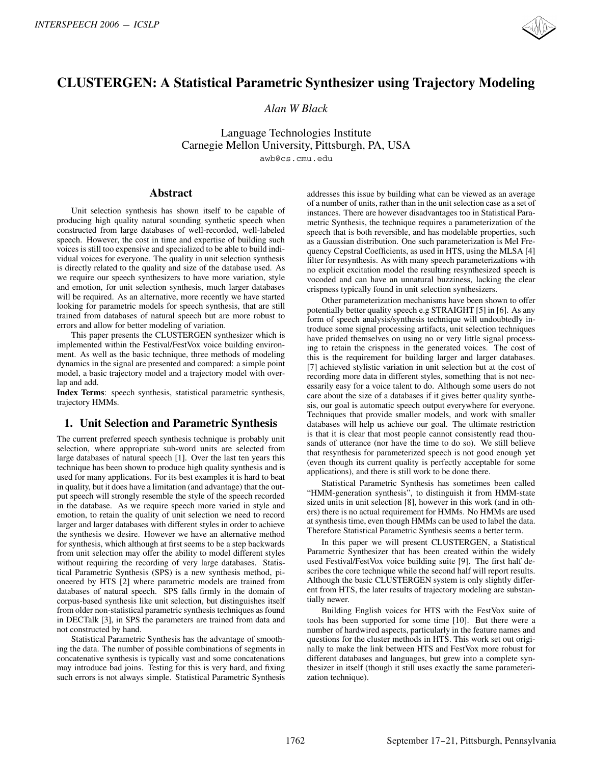# CLUSTERGEN: A Statistical Parametric Synthesizer using Trajectory Modeling

*Alan W Black*

Language Technologies Institute
Carnegie Mellon University, Pittsburgh, PA, USA

awb@cs.cmu.edu

## Abstract

Unit selection synthesis has shown itself to be capable of producing high quality natural sounding synthetic speech when constructed from large databases of well-recorded, well-labeled speech. However, the cost in time and expertise of building such voices is still too expensive and specialized to be able to build individual voices for everyone. The quality in unit selection synthesis is directly related to the quality and size of the database used. As we require our speech synthesizers to have more variation, style and emotion, for unit selection synthesis, much larger databases will be required. As an alternative, more recently we have started looking for parametric models for speech synthesis, that are still trained from databases of natural speech but are more robust to errors and allow for better modeling of variation.

This paper presents the CLUSTERGEN synthesizer which is implemented within the Festival/FestVox voice building environment. As well as the basic technique, three methods of modeling dynamics in the signal are presented and compared: a simple point model, a basic trajectory model and a trajectory model with overlap and add.

**Index Terms**: speech synthesis, statistical parametric synthesis, trajectory HMMs.

## 1. Unit Selection and Parametric Synthesis

The current preferred speech synthesis technique is probably unit selection, where appropriate sub-word units are selected from large databases of natural speech [1]. Over the last ten years this technique has been shown to produce high quality synthesis and is used for many applications. For its best examples it is hard to beat in quality, but it does have a limitation (and advantage) that the output speech will strongly resemble the style of the speech recorded in the database. As we require speech more varied in style and emotion, to retain the quality of unit selection we need to record larger and larger databases with different styles in order to achieve the synthesis we desire. However we have an alternative method for synthesis, which although at first seems to be a step backwards from unit selection may offer the ability to model different styles without requiring the recording of very large databases. Statistical Parametric Synthesis (SPS) is a new synthesis method, pioneered by HTS [2] where parametric models are trained from databases of natural speech. SPS falls firmly in the domain of corpus-based synthesis like unit selection, but distinguishes itself from older non-statistical parametric synthesis techniques as found in DECTalk [3], in SPS the parameters are trained from data and not constructed by hand.

Statistical Parametric Synthesis has the advantage of smoothing the data. The number of possible combinations of segments in concatenative synthesis is typically vast and some concatenations may introduce bad joins. Testing for this is very hard, and fixing such errors is not always simple. Statistical Parametric Synthesis addresses this issue by building what can be viewed as an average of a number of units, rather than in the unit selection case as a set of instances. There are however disadvantages too in Statistical Parametric Synthesis, the technique requires a parameterization of the speech that is both reversible, and has modelable properties, such as a Gaussian distribution. One such parameterization is Mel Frequency Cepstral Coefficients, as used in HTS, using the MLSA [4] filter for resynthesis. As with many speech parameterizations with no explicit excitation model the resulting resynthesized speech is vocoded and can have an unnatural buzziness, lacking the clear crispness typically found in unit selection synthesizers.

Other parameterization mechanisms have been shown to offer potentially better quality speech e.g STRAIGHT [5] in [6]. As any form of speech analysis/synthesis technique will undoubtedly introduce some signal processing artifacts, unit selection techniques have prided themselves on using no or very little signal processing to retain the crispness in the generated voices. The cost of this is the requirement for building larger and larger databases. [7] achieved stylistic variation in unit selection but at the cost of recording more data in different styles, something that is not necessarily easy for a voice talent to do. Although some users do not care about the size of a databases if it gives better quality synthesis, our goal is automatic speech output everywhere for everyone. Techniques that provide smaller models, and work with smaller databases will help us achieve our goal. The ultimate restriction is that it is clear that most people cannot consistently read thousands of utterance (nor have the time to do so). We still believe that resynthesis for parameterized speech is not good enough yet (even though its current quality is perfectly acceptable for some applications), and there is still work to be done there.

Statistical Parametric Synthesis has sometimes been called "HMM-generation synthesis", to distinguish it from HMM-state sized units in unit selection [8], however in this work (and in others) there is no actual requirement for HMMs. No HMMs are used at synthesis time, even though HMMs can be used to label the data. Therefore Statistical Parametric Synthesis seems a better term.

In this paper we will present CLUSTERGEN, a Statistical Parametric Synthesizer that has been created within the widely used Festival/FestVox voice building suite [9]. The first half describes the core technique while the second half will report results. Although the basic CLUSTERGEN system is only slightly different from HTS, the later results of trajectory modeling are substantially newer.

Building English voices for HTS with the FestVox suite of tools has been supported for some time [10]. But there were a number of hardwired aspects, particularly in the feature names and questions for the cluster methods in HTS. This work set out originally to make the link between HTS and FestVox more robust for different databases and languages, but grew into a complete synthesizer in itself (though it still uses exactly the same parameterization technique).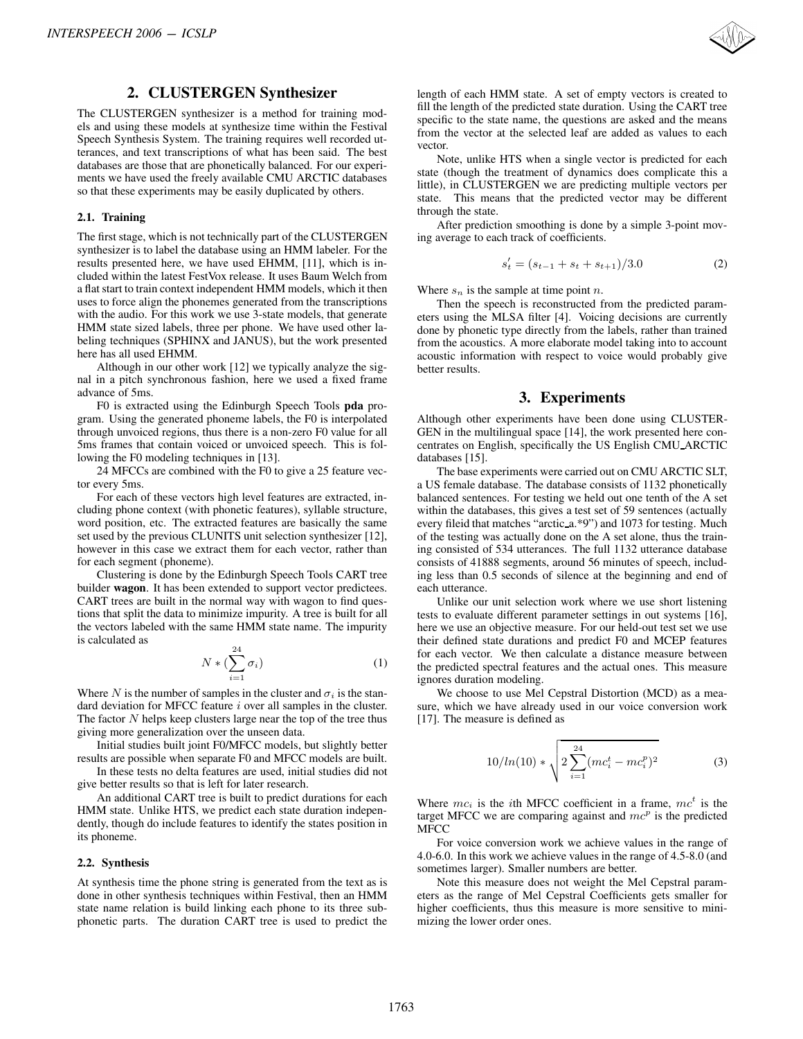## 2. CLUSTERGEN Synthesizer

The CLUSTERGEN synthesizer is a method for training models and using these models at synthesize time within the Festival Speech Synthesis System. The training requires well recorded utterances, and text transcriptions of what has been said. The best databases are those that are phonetically balanced. For our experiments we have used the freely available CMU ARCTIC databases so that these experiments may be easily duplicated by others.

### 2.1. Training

The first stage, which is not technically part of the CLUSTERGEN synthesizer is to label the database using an HMM labeler. For the results presented here, we have used EHMM, [11], which is included within the latest FestVox release. It uses Baum Welch from a flat start to train context independent HMM models, which it then uses to force align the phonemes generated from the transcriptions with the audio. For this work we use 3-state models, that generate HMM state sized labels, three per phone. We have used other labeling techniques (SPHINX and JANUS), but the work presented here has all used EHMM.

Although in our other work [12] we typically analyze the signal in a pitch synchronous fashion, here we used a fixed frame advance of 5ms.

F0 is extracted using the Edinburgh Speech Tools **pda** program. Using the generated phoneme labels, the F0 is interpolated through unvoiced regions, thus there is a non-zero F0 value for all 5ms frames that contain voiced or unvoiced speech. This is following the F0 modeling techniques in [13].

24 MFCCs are combined with the F0 to give a 25 feature vector every 5ms.

For each of these vectors high level features are extracted, including phone context (with phonetic features), syllable structure, word position, etc. The extracted features are basically the same set used by the previous CLUNITS unit selection synthesizer [12], however in this case we extract them for each vector, rather than for each segment (phoneme).

Clustering is done by the Edinburgh Speech Tools CART tree builder **wagon**. It has been extended to support vector predictees. CART trees are built in the normal way with wagon to find questions that split the data to minimize impurity. A tree is built for all the vectors labeled with the same HMM state name. The impurity is calculated as

$$N * (\sum_{i=1}^{24} \sigma_i) \tag{1}$$

Where $N$ is the number of samples in the cluster and $\sigma_i$ is the standard deviation for MFCC feature $i$ over all samples in the cluster. The factor $N$ helps keep clusters large near the top of the tree thus giving more generalization over the unseen data.

Initial studies built joint F0/MFCC models, but slightly better results are possible when separate F0 and MFCC models are built.

In these tests no delta features are used, initial studies did not give better results so that is left for later research.

An additional CART tree is built to predict durations for each HMM state. Unlike HTS, we predict each state duration independently, though do include features to identify the states position in its phoneme.

### 2.2. Synthesis

At synthesis time the phone string is generated from the text as is done in other synthesis techniques within Festival, then an HMM state name relation is build linking each phone to its three subphonetic parts. The duration CART tree is used to predict the length of each HMM state. A set of empty vectors is created to fill the length of the predicted state duration. Using the CART tree specific to the state name, the questions are asked and the means from the vector at the selected leaf are added as values to each vector.

Note, unlike HTS when a single vector is predicted for each state (though the treatment of dynamics does complicate this a little), in CLUSTERGEN we are predicting multiple vectors per state. This means that the predicted vector may be different through the state.

After prediction smoothing is done by a simple 3-point moving average to each track of coefficients.

$$s'_t = (s_{t-1} + s_t + s_{t+1})/3.0 \tag{2}$$

Where $s_n$ is the sample at time point $n$.

Then the speech is reconstructed from the predicted parameters using the MLSA filter [4]. Voicing decisions are currently done by phonetic type directly from the labels, rather than trained from the acoustics. A more elaborate model taking into to account acoustic information with respect to voice would probably give better results.

## 3. Experiments

Although other experiments have been done using CLUSTERGEN in the multilingual space [14], the work presented here concentrates on English, specifically the US English CMU_ARCTIC databases [15].

The base experiments were carried out on CMU ARCTIC SLT, a US female database. The database consists of 1132 phonetically balanced sentences. For testing we held out one tenth of the A set within the databases, this gives a test set of 59 sentences (actually every fileid that matches "arctic_a.*9") and 1073 for testing. Much of the testing was actually done on the A set alone, thus the training consisted of 534 utterances. The full 1132 utterance database consists of 41888 segments, around 56 minutes of speech, including less than 0.5 seconds of silence at the beginning and end of each utterance.

Unlike our unit selection work where we use short listening tests to evaluate different parameter settings in out systems [16], here we use an objective measure. For our held-out test set we use their defined state durations and predict F0 and MCEP features for each vector. We then calculate a distance measure between the predicted spectral features and the actual ones. This measure ignores duration modeling.

We choose to use Mel Cepstral Distortion (MCD) as a measure, which we have already used in our voice conversion work [17]. The measure is defined as

$$10/ln(10) * \sqrt{2 \sum_{i=1}^{24} (mc_i^t - mc_i^p)^2} \tag{3}$$

Where $mc_i$ is the $i$th MFCC coefficient in a frame, $mc^t$ is the target MFCC we are comparing against and $mc^p$ is the predicted MFCC

For voice conversion work we achieve values in the range of 4.0-6.0. In this work we achieve values in the range of 4.5-8.0 (and sometimes larger). Smaller numbers are better.

Note this measure does not weight the Mel Cepstral parameters as the range of Mel Cepstral Coefficients gets smaller for higher coefficients, thus this measure is more sensitive to minimizing the lower order ones.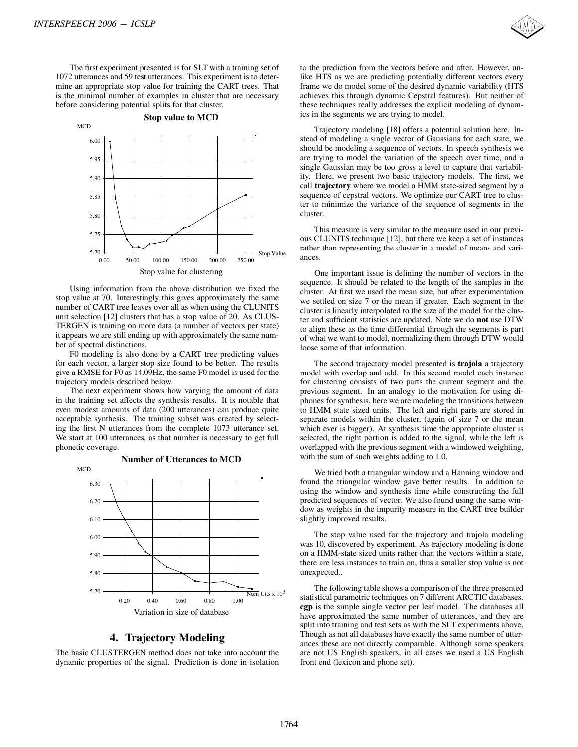The first experiment presented is for SLT with a training set of 1072 utterances and 59 test utterances. This experiment is to determine an appropriate stop value for training the CART trees. That is the minimal number of examples in cluster that are necessary before considering potential splits for that cluster.

**Stop value to MCD**

Stop value for clustering

Using information from the above distribution we fixed the stop value at 70. Interestingly this gives approximately the same number of CART tree leaves over all as when using the CLUNITS unit selection [12] clusters that has a stop value of 20. As CLUSTERGEN is training on more data (a number of vectors per state) it appears we are still ending up with approximately the same number of spectral distinctions.

F0 modeling is also done by a CART tree predicting values for each vector, a larger stop size found to be better. The results give a RMSE for F0 as 14.09Hz, the same F0 model is used for the trajectory models described below.

The next experiment shows how varying the amount of data in the training set affects the synthesis results. It is notable that even modest amounts of data (200 utterances) can produce quite acceptable synthesis. The training subset was created by selecting the first N utterances from the complete 1073 utterance set. We start at 100 utterances, as that number is necessary to get full phonetic coverage.

**Number of Utterances to MCD**

Variation in size of database

## 4. Trajectory Modeling

The basic CLUSTERGEN method does not take into account the dynamic properties of the signal. Prediction is done in isolation to the prediction from the vectors before and after. However, unlike HTS as we are predicting potentially different vectors every frame we do model some of the desired dynamic variability (HTS achieves this through dynamic Cepstral features). But neither of these techniques really addresses the explicit modeling of dynamics in the segments we are trying to model.

Trajectory modeling [18] offers a potential solution here. Instead of modeling a single vector of Gaussians for each state, we should be modeling a sequence of vectors. In speech synthesis we are trying to model the variation of the speech over time, and a single Gaussian may be too gross a level to capture that variability. Here, we present two basic trajectory models. The first, we call **trajectory** where we model a HMM state-sized segment by a sequence of cepstral vectors. We optimize our CART tree to cluster to minimize the variance of the sequence of segments in the cluster.

This measure is very similar to the measure used in our previous CLUNITS technique [12], but there we keep a set of instances rather than representing the cluster in a model of means and variances.

One important issue is defining the number of vectors in the sequence. It should be related to the length of the samples in the cluster. At first we used the mean size, but after experimentation we settled on size 7 or the mean if greater. Each segment in the cluster is linearly interpolated to the size of the model for the cluster and sufficient statistics are updated. Note we do **not** use DTW to align these as the time differential through the segments is part of what we want to model, normalizing them through DTW would loose some of that information.

The second trajectory model presented is **trajola** a trajectory model with overlap and add. In this second model each instance for clustering consists of two parts the current segment and the previous segment. In an analogy to the motivation for using diphones for synthesis, here we are modeling the transitions between to HMM state sized units. The left and right parts are stored in separate models within the cluster, (again of size 7 or the mean which ever is bigger). At synthesis time the appropriate cluster is selected, the right portion is added to the signal, while the left is overlapped with the previous segment with a windowed weighting, with the sum of such weights adding to 1.0.

We tried both a triangular window and a Hanning window and found the triangular window gave better results. In addition to using the window and synthesis time while constructing the full predicted sequences of vector. We also found using the same window as weights in the impurity measure in the CART tree builder slightly improved results.

The stop value used for the trajectory and trajola modeling was 10, discovered by experiment. As trajectory modeling is done on a HMM-state sized units rather than the vectors within a state, there are less instances to train on, thus a smaller stop value is not unexpected..

The following table shows a comparison of the three presented statistical parametric techniques on 7 different ARCTIC databases. **cgp** is the simple single vector per leaf model. The databases all have approximated the same number of utterances, and they are split into training and test sets as with the SLT experiments above. Though as not all databases have exactly the same number of utterances these are not directly comparable. Although some speakers are not US English speakers, in all cases we used a US English front end (lexicon and phone set).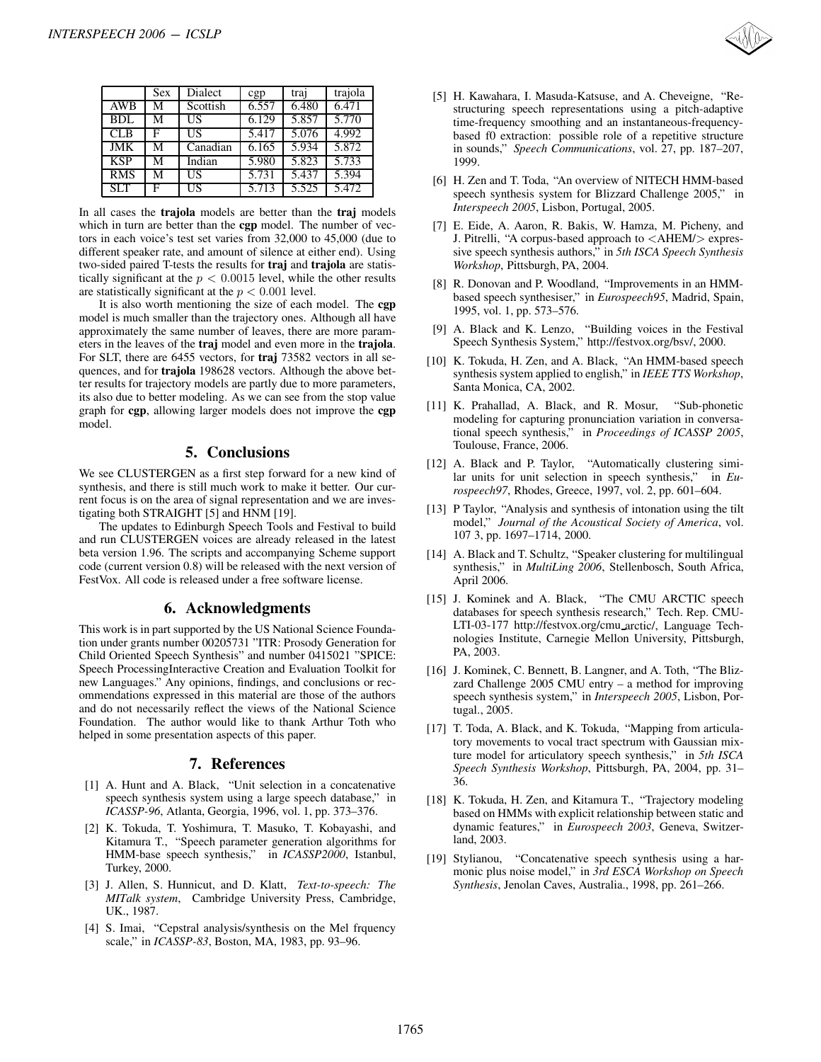| | Sex | Dialect | cgp | traj | trajola |
|---|---|---|---|---|---|
| AWB | M | Scottish | 6.557 | 6.480 | 6.471 |
| BDL | M | US | 6.129 | 5.857 | 5.770 |
| CLB | F | US | 5.417 | 5.076 | 4.992 |
| JMK | M | Canadian | 6.165 | 5.934 | 5.872 |
| KSP | M | Indian | 5.980 | 5.823 | 5.733 |
| RMS | M | US | 5.731 | 5.437 | 5.394 |
| SLT | F | US | 5.713 | 5.525 | 5.472 |

In all cases the **trajola** models are better than the **traj** models which in turn are better than the **cgp** model. The number of vectors in each voice's test set varies from 32,000 to 45,000 (due to different speaker rate, and amount of silence at either end). Using two-sided paired T-tests the results for **traj** and **trajola** are statistically significant at the $p < 0.0015$ level, while the other results are statistically significant at the $p < 0.001$ level.

It is also worth mentioning the size of each model. The **cgp** model is much smaller than the trajectory ones. Although all have approximately the same number of leaves, there are more parameters in the leaves of the **traj** model and even more in the **trajola**. For SLT, there are 6455 vectors, for **traj** 73582 vectors in all sequences, and for **trajola** 198628 vectors. Although the above better results for trajectory models are partly due to more parameters, its also due to better modeling. As we can see from the stop value graph for **cgp**, allowing larger models does not improve the **cgp** model.

## 5. Conclusions

We see CLUSTERGEN as a first step forward for a new kind of synthesis, and there is still much work to make it better. Our current focus is on the area of signal representation and we are investigating both STRAIGHT [5] and HNM [19].

The updates to Edinburgh Speech Tools and Festival to build and run CLUSTERGEN voices are already released in the latest beta version 1.96. The scripts and accompanying Scheme support code (current version 0.8) will be released with the next version of FestVox. All code is released under a free software license.

## 6. Acknowledgments

This work is in part supported by the US National Science Foundation under grants number 00205731 "ITR: Prosody Generation for Child Oriented Speech Synthesis" and number 0415021 "SPICE: Speech ProcessingInteractive Creation and Evaluation Toolkit for new Languages." Any opinions, findings, and conclusions or recommendations expressed in this material are those of the authors and do not necessarily reflect the views of the National Science Foundation. The author would like to thank Arthur Toth who helped in some presentation aspects of this paper.

## 7. References

[1] A. Hunt and A. Black, "Unit selection in a concatenative speech synthesis system using a large speech database," in *ICASSP-96*, Atlanta, Georgia, 1996, vol. 1, pp. 373–376.

[2] K. Tokuda, T. Yoshimura, T. Masuko, T. Kobayashi, and Kitamura T., "Speech parameter generation algorithms for HMM-base speech synthesis," in *ICASSP2000*, Istanbul, Turkey, 2000.

[3] J. Allen, S. Hunnicut, and D. Klatt, *Text-to-speech: The MITalk system*, Cambridge University Press, Cambridge, UK., 1987.

[4] S. Imai, "Cepstral analysis/synthesis on the Mel frquency scale," in *ICASSP-83*, Boston, MA, 1983, pp. 93–96.

[5] H. Kawahara, I. Masuda-Katsuse, and A. Cheveigne, "Restructuring speech representations using a pitch-adaptive time-frequency smoothing and an instantaneous-frequency-based f0 extraction: possible role of a repetitive structure in sounds," *Speech Communications*, vol. 27, pp. 187–207, 1999.

[6] H. Zen and T. Toda, "An overview of NITECH HMM-based speech synthesis system for Blizzard Challenge 2005," in *Interspeech 2005*, Lisbon, Portugal, 2005.

[7] E. Eide, A. Aaron, R. Bakis, W. Hamza, M. Picheny, and J. Pitrelli, "A corpus-based approach to <AHEM/> expressive speech synthesis authors," in *5th ISCA Speech Synthesis Workshop*, Pittsburgh, PA, 2004.

[8] R. Donovan and P. Woodland, "Improvements in an HMM-based speech synthesiser," in *Eurospeech95*, Madrid, Spain, 1995, vol. 1, pp. 573–576.

[9] A. Black and K. Lenzo, "Building voices in the Festival Speech Synthesis System," http://festvox.org/bsv/, 2000.

[10] K. Tokuda, H. Zen, and A. Black, "An HMM-based speech synthesis system applied to english," in *IEEE TTS Workshop*, Santa Monica, CA, 2002.

[11] K. Prahallad, A. Black, and R. Mosur, "Sub-phonetic modeling for capturing pronunciation variation in conversational speech synthesis," in *Proceedings of ICASSP 2005*, Toulouse, France, 2006.

[12] A. Black and P. Taylor, "Automatically clustering similar units for unit selection in speech synthesis," in *Eurospeech97*, Rhodes, Greece, 1997, vol. 2, pp. 601–604.

[13] P Taylor, "Analysis and synthesis of intonation using the tilt model," *Journal of the Acoustical Society of America*, vol. 107 3, pp. 1697–1714, 2000.

[14] A. Black and T. Schultz, "Speaker clustering for multilingual synthesis," in *MultiLing 2006*, Stellenbosch, South Africa, April 2006.

[15] J. Kominek and A. Black, "The CMU ARCTIC speech databases for speech synthesis research," Tech. Rep. CMU-LTI-03-177 http://festvox.org/cmu_arctic/, Language Technologies Institute, Carnegie Mellon University, Pittsburgh, PA, 2003.

[16] J. Kominek, C. Bennett, B. Langner, and A. Toth, "The Blizzard Challenge 2005 CMU entry – a method for improving speech synthesis system," in *Interspeech 2005*, Lisbon, Portugal., 2005.

[17] T. Toda, A. Black, and K. Tokuda, "Mapping from articulatory movements to vocal tract spectrum with Gaussian mixture model for articulatory speech synthesis," in *5th ISCA Speech Synthesis Workshop*, Pittsburgh, PA, 2004, pp. 31–36.

[18] K. Tokuda, H. Zen, and Kitamura T., "Trajectory modeling based on HMMs with explicit relationship between static and dynamic features," in *Eurospeech 2003*, Geneva, Switzerland, 2003.

[19] Stylianou, "Concatenative speech synthesis using a harmonic plus noise model," in *3rd ESCA Workshop on Speech Synthesis*, Jenolan Caves, Australia., 1998, pp. 261–266.